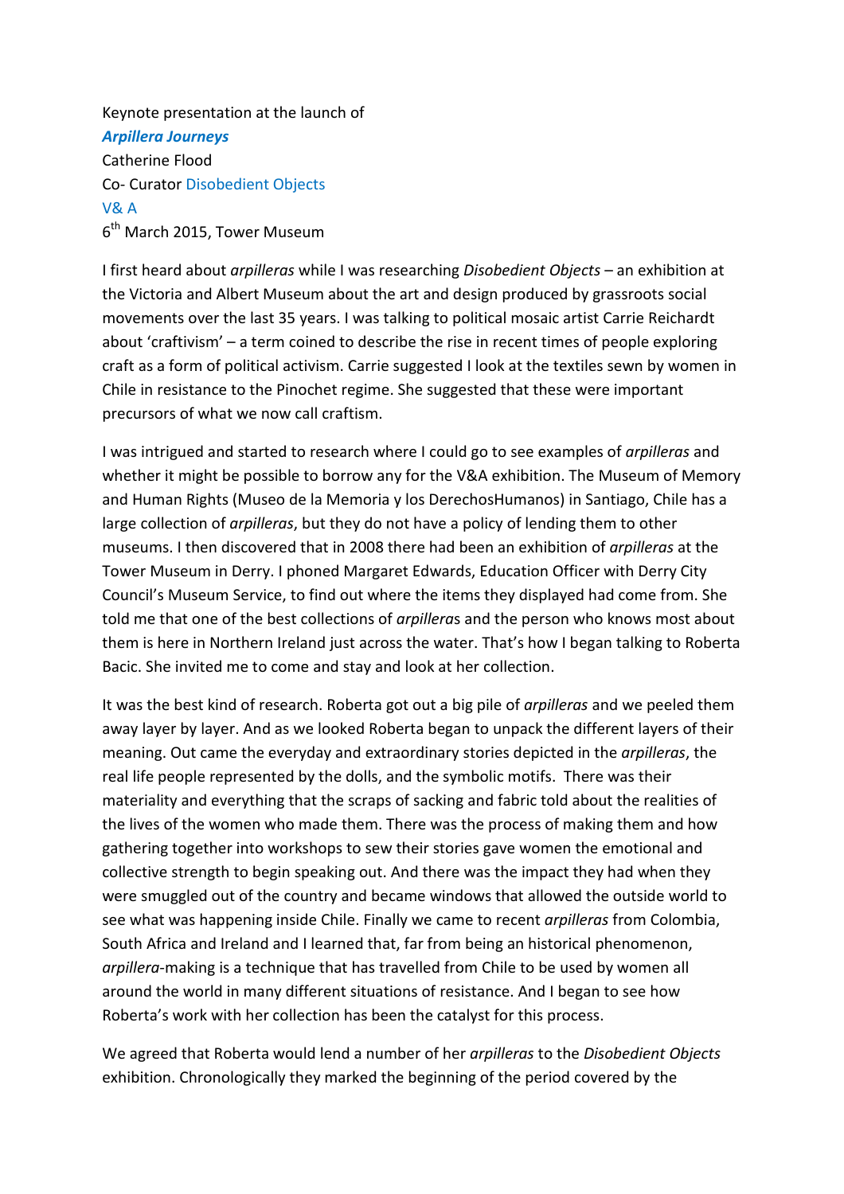Keynote presentation at the launch of

***Arpillera Journeys***

Catherine Flood

Co- Curator Disobedient Objects

V& A

6th March 2015, Tower Museum

I first heard about *arpilleras* while I was researching *Disobedient Objects* – an exhibition at the Victoria and Albert Museum about the art and design produced by grassroots social movements over the last 35 years. I was talking to political mosaic artist Carrie Reichardt about 'craftivism' – a term coined to describe the rise in recent times of people exploring craft as a form of political activism. Carrie suggested I look at the textiles sewn by women in Chile in resistance to the Pinochet regime. She suggested that these were important precursors of what we now call craftism.

I was intrigued and started to research where I could go to see examples of *arpilleras* and whether it might be possible to borrow any for the V&A exhibition. The Museum of Memory and Human Rights (Museo de la Memoria y los DerechosHumanos) in Santiago, Chile has a large collection of *arpilleras*, but they do not have a policy of lending them to other museums. I then discovered that in 2008 there had been an exhibition of *arpilleras* at the Tower Museum in Derry. I phoned Margaret Edwards, Education Officer with Derry City Council's Museum Service, to find out where the items they displayed had come from. She told me that one of the best collections of *arpillera*s and the person who knows most about them is here in Northern Ireland just across the water. That's how I began talking to Roberta Bacic. She invited me to come and stay and look at her collection.

It was the best kind of research. Roberta got out a big pile of *arpilleras* and we peeled them away layer by layer. And as we looked Roberta began to unpack the different layers of their meaning. Out came the everyday and extraordinary stories depicted in the *arpilleras*, the real life people represented by the dolls, and the symbolic motifs. There was their materiality and everything that the scraps of sacking and fabric told about the realities of the lives of the women who made them. There was the process of making them and how gathering together into workshops to sew their stories gave women the emotional and collective strength to begin speaking out. And there was the impact they had when they were smuggled out of the country and became windows that allowed the outside world to see what was happening inside Chile. Finally we came to recent *arpilleras* from Colombia, South Africa and Ireland and I learned that, far from being an historical phenomenon, *arpillera*-making is a technique that has travelled from Chile to be used by women all around the world in many different situations of resistance. And I began to see how Roberta's work with her collection has been the catalyst for this process.

We agreed that Roberta would lend a number of her *arpilleras* to the *Disobedient Objects* exhibition. Chronologically they marked the beginning of the period covered by the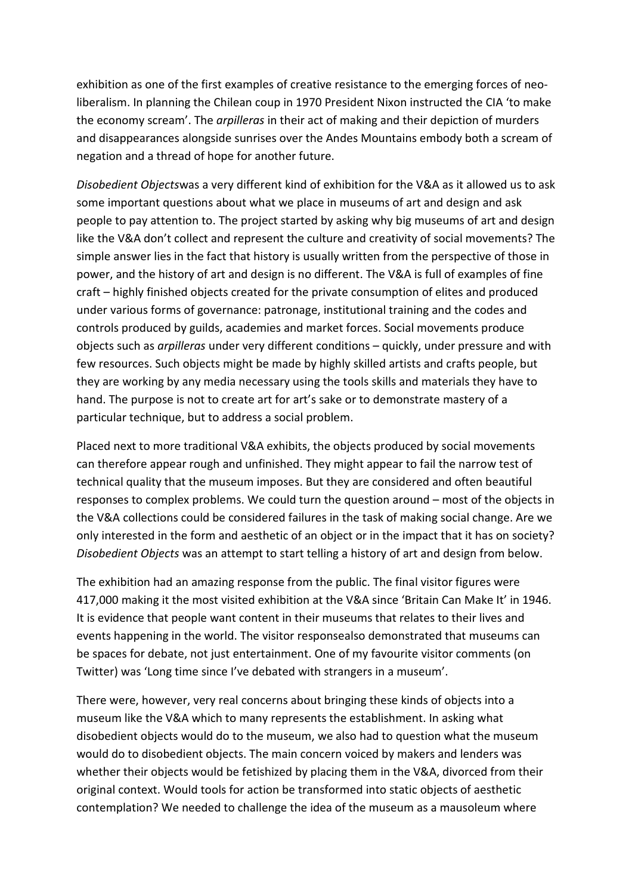exhibition as one of the first examples of creative resistance to the emerging forces of neo-liberalism. In planning the Chilean coup in 1970 President Nixon instructed the CIA 'to make the economy scream'. The *arpilleras* in their act of making and their depiction of murders and disappearances alongside sunrises over the Andes Mountains embody both a scream of negation and a thread of hope for another future.

*Disobedient Objects*was a very different kind of exhibition for the V&A as it allowed us to ask some important questions about what we place in museums of art and design and ask people to pay attention to. The project started by asking why big museums of art and design like the V&A don't collect and represent the culture and creativity of social movements? The simple answer lies in the fact that history is usually written from the perspective of those in power, and the history of art and design is no different. The V&A is full of examples of fine craft – highly finished objects created for the private consumption of elites and produced under various forms of governance: patronage, institutional training and the codes and controls produced by guilds, academies and market forces. Social movements produce objects such as *arpilleras* under very different conditions – quickly, under pressure and with few resources. Such objects might be made by highly skilled artists and crafts people, but they are working by any media necessary using the tools skills and materials they have to hand. The purpose is not to create art for art's sake or to demonstrate mastery of a particular technique, but to address a social problem.

Placed next to more traditional V&A exhibits, the objects produced by social movements can therefore appear rough and unfinished. They might appear to fail the narrow test of technical quality that the museum imposes. But they are considered and often beautiful responses to complex problems. We could turn the question around – most of the objects in the V&A collections could be considered failures in the task of making social change. Are we only interested in the form and aesthetic of an object or in the impact that it has on society? *Disobedient Objects* was an attempt to start telling a history of art and design from below.

The exhibition had an amazing response from the public. The final visitor figures were 417,000 making it the most visited exhibition at the V&A since 'Britain Can Make It' in 1946. It is evidence that people want content in their museums that relates to their lives and events happening in the world. The visitor responsealso demonstrated that museums can be spaces for debate, not just entertainment. One of my favourite visitor comments (on Twitter) was 'Long time since I've debated with strangers in a museum'.

There were, however, very real concerns about bringing these kinds of objects into a museum like the V&A which to many represents the establishment. In asking what disobedient objects would do to the museum, we also had to question what the museum would do to disobedient objects. The main concern voiced by makers and lenders was whether their objects would be fetishized by placing them in the V&A, divorced from their original context. Would tools for action be transformed into static objects of aesthetic contemplation? We needed to challenge the idea of the museum as a mausoleum where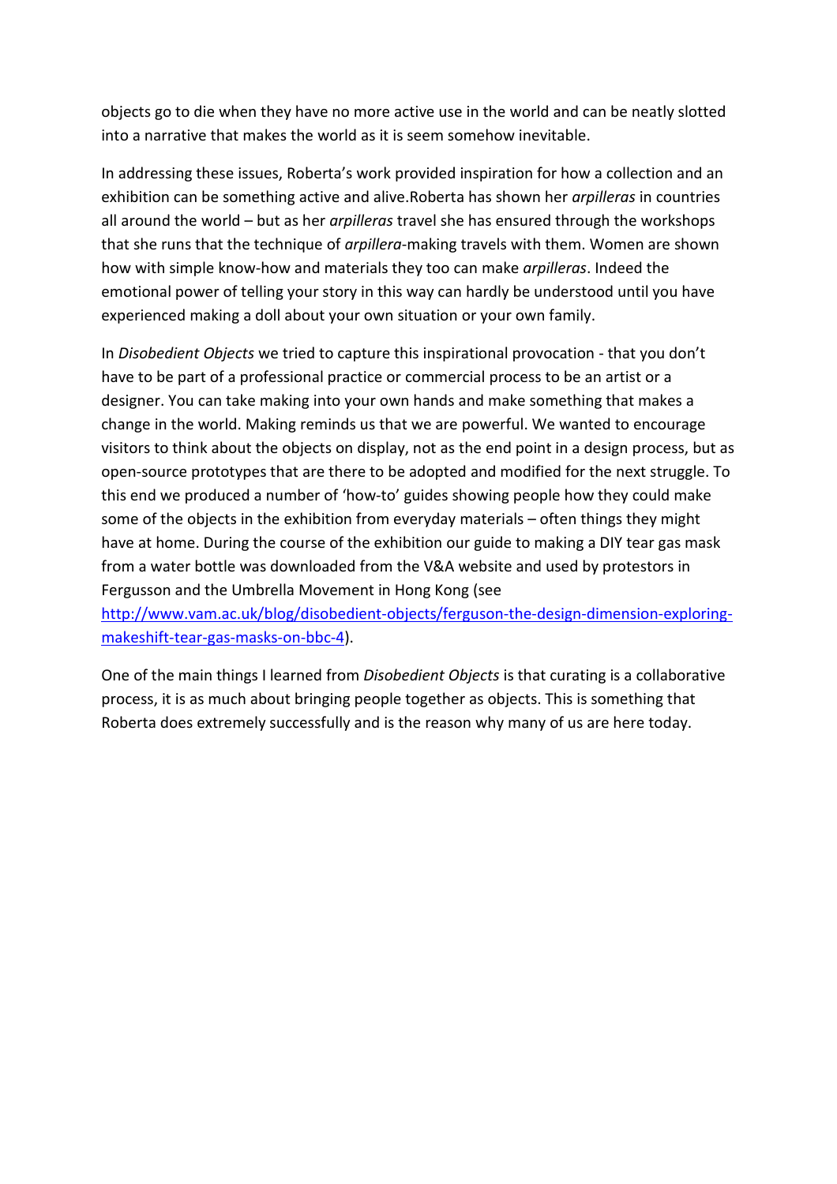objects go to die when they have no more active use in the world and can be neatly slotted into a narrative that makes the world as it is seem somehow inevitable.

In addressing these issues, Roberta's work provided inspiration for how a collection and an exhibition can be something active and alive.Roberta has shown her *arpilleras* in countries all around the world – but as her *arpilleras* travel she has ensured through the workshops that she runs that the technique of *arpillera*-making travels with them. Women are shown how with simple know-how and materials they too can make *arpilleras*. Indeed the emotional power of telling your story in this way can hardly be understood until you have experienced making a doll about your own situation or your own family.

In *Disobedient Objects* we tried to capture this inspirational provocation - that you don't have to be part of a professional practice or commercial process to be an artist or a designer. You can take making into your own hands and make something that makes a change in the world. Making reminds us that we are powerful. We wanted to encourage visitors to think about the objects on display, not as the end point in a design process, but as open-source prototypes that are there to be adopted and modified for the next struggle. To this end we produced a number of 'how-to' guides showing people how they could make some of the objects in the exhibition from everyday materials – often things they might have at home. During the course of the exhibition our guide to making a DIY tear gas mask from a water bottle was downloaded from the V&A website and used by protestors in Fergusson and the Umbrella Movement in Hong Kong (see [http://www.vam.ac.uk/blog/disobedient-objects/ferguson-the-design-dimension-exploring-makeshift-tear-gas-masks-on-bbc-4](http://www.vam.ac.uk/blog/disobedient-objects/ferguson-the-design-dimension-exploring-makeshift-tear-gas-masks-on-bbc-4)).

One of the main things I learned from *Disobedient Objects* is that curating is a collaborative process, it is as much about bringing people together as objects. This is something that Roberta does extremely successfully and is the reason why many of us are here today.